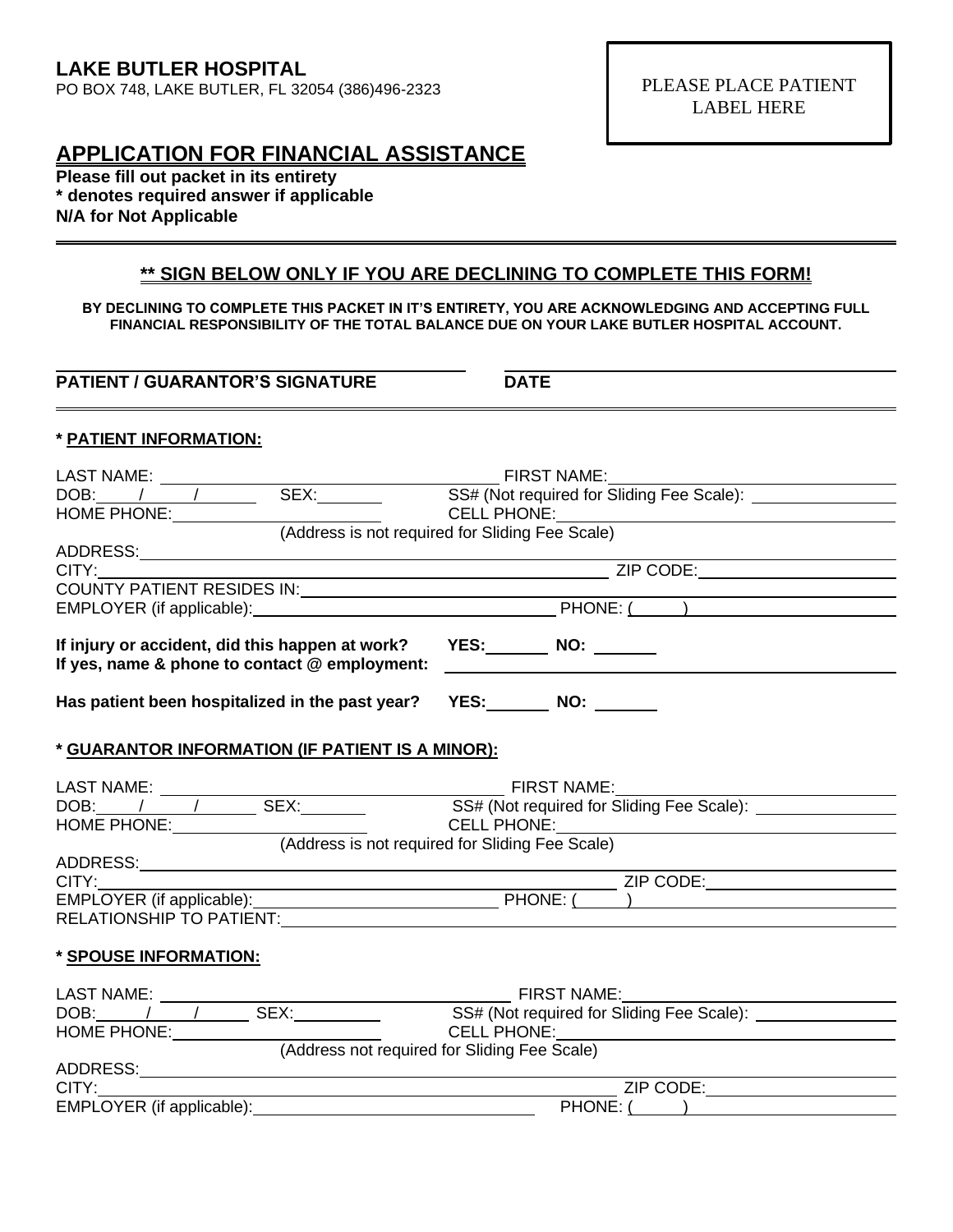**LAKE BUTLER HOSPITAL**
PO BOX 748, LAKE BUTLER, FL 32054 (386)496-2323

PLEASE PLACE PATIENT LABEL HERE

## APPLICATION FOR FINANCIAL ASSISTANCE

**Please fill out packet in its entirety**
**\* denotes required answer if applicable**
**N/A for Not Applicable**

---

### ** SIGN BELOW ONLY IF YOU ARE DECLINING TO COMPLETE THIS FORM!

**BY DECLINING TO COMPLETE THIS PACKET IN IT'S ENTIRETY, YOU ARE ACKNOWLEDGING AND ACCEPTING FULL FINANCIAL RESPONSIBILITY OF THE TOTAL BALANCE DUE ON YOUR LAKE BUTLER HOSPITAL ACCOUNT.**

**PATIENT / GUARANTOR'S SIGNATURE** ______________________ **DATE** ______________________

---

**\* PATIENT INFORMATION:**

LAST NAME: ______________________ FIRST NAME: ______________________
DOB: ____/____/____ SEX: ________ SS# (Not required for Sliding Fee Scale): ______________
HOME PHONE: ______________________ CELL PHONE: ______________________
(Address is not required for Sliding Fee Scale)
ADDRESS: ______________________
CITY: ______________________ ZIP CODE: ______________________
COUNTY PATIENT RESIDES IN: ______________________
EMPLOYER (if applicable): ______________________ PHONE: (_____) ______________________

**If injury or accident, did this happen at work? YES:_______ NO: _______**
**If yes, name & phone to contact @ employment:** ______________________

**Has patient been hospitalized in the past year? YES:_______ NO: _______**

**\* GUARANTOR INFORMATION (IF PATIENT IS A MINOR):**

LAST NAME: ______________________ FIRST NAME: ______________________
DOB: ____/____/____ SEX: ________ SS# (Not required for Sliding Fee Scale): ______________
HOME PHONE: ______________________ CELL PHONE: ______________________
(Address is not required for Sliding Fee Scale)
ADDRESS: ______________________
CITY: ______________________ ZIP CODE: ______________________
EMPLOYER (if applicable): ______________________ PHONE: (_____) ______________________
RELATIONSHIP TO PATIENT: ______________________

**\* SPOUSE INFORMATION:**

LAST NAME: ______________________ FIRST NAME: ______________________
DOB: ____/____/____ SEX: ________ SS# (Not required for Sliding Fee Scale): ______________
HOME PHONE: ______________________ CELL PHONE: ______________________
(Address not required for Sliding Fee Scale)
ADDRESS: ______________________
CITY: ______________________ ZIP CODE: ______________________
EMPLOYER (if applicable): ______________________ PHONE: (_____) ______________________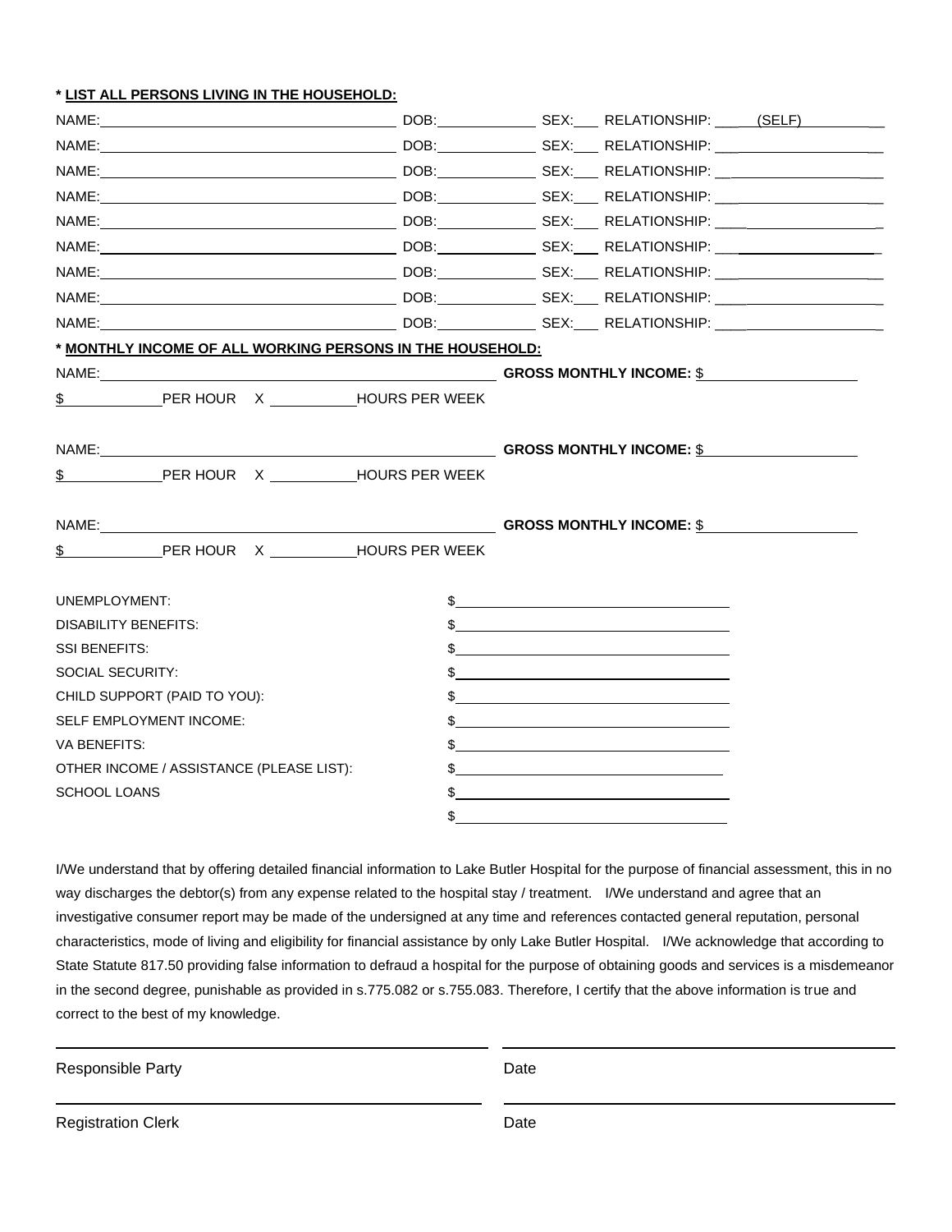**\* LIST ALL PERSONS LIVING IN THE HOUSEHOLD:**

NAME:______________________________ DOB:__________ SEX:___ RELATIONSHIP: ____(SELF)________

NAME:______________________________ DOB:__________ SEX:___ RELATIONSHIP: ________________

NAME:______________________________ DOB:__________ SEX:___ RELATIONSHIP: ________________

NAME:______________________________ DOB:__________ SEX:___ RELATIONSHIP: ________________

NAME:______________________________ DOB:__________ SEX:___ RELATIONSHIP: ________________

NAME:______________________________ DOB:__________ SEX:___ RELATIONSHIP: ________________

NAME:______________________________ DOB:__________ SEX:___ RELATIONSHIP: ________________

NAME:______________________________ DOB:__________ SEX:___ RELATIONSHIP: ________________

NAME:______________________________ DOB:__________ SEX:___ RELATIONSHIP: ________________

**\* MONTHLY INCOME OF ALL WORKING PERSONS IN THE HOUSEHOLD:**

NAME:______________________________ **GROSS MONTHLY INCOME: $**______________

$__________PER HOUR X __________HOURS PER WEEK

NAME:______________________________ **GROSS MONTHLY INCOME: $**______________

$__________PER HOUR X __________HOURS PER WEEK

NAME:______________________________ **GROSS MONTHLY INCOME: $**______________

$__________PER HOUR X __________HOURS PER WEEK

| | |
|---|---|
| UNEMPLOYMENT: | $______________ |
| DISABILITY BENEFITS: | $______________ |
| SSI BENEFITS: | $______________ |
| SOCIAL SECURITY: | $______________ |
| CHILD SUPPORT (PAID TO YOU): | $______________ |
| SELF EMPLOYMENT INCOME: | $______________ |
| VA BENEFITS: | $______________ |
| OTHER INCOME / ASSISTANCE (PLEASE LIST): | $______________ |
| SCHOOL LOANS | $______________ |
| | $______________ |

I/We understand that by offering detailed financial information to Lake Butler Hospital for the purpose of financial assessment, this in no way discharges the debtor(s) from any expense related to the hospital stay / treatment. I/We understand and agree that an investigative consumer report may be made of the undersigned at any time and references contacted general reputation, personal characteristics, mode of living and eligibility for financial assistance by only Lake Butler Hospital. I/We acknowledge that according to State Statute 817.50 providing false information to defraud a hospital for the purpose of obtaining goods and services is a misdemeanor in the second degree, punishable as provided in s.775.082 or s.755.083. Therefore, I certify that the above information is true and correct to the best of my knowledge.

______________________________ ______________________________

Responsible Party Date

______________________________ ______________________________

Registration Clerk Date